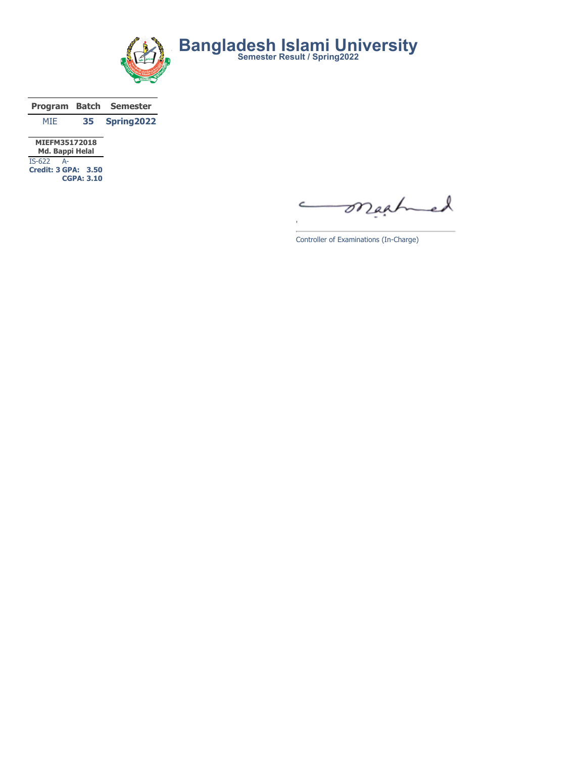# Bangladesh Islami University

**Semester Result / Spring2022**

| Program | Batch | Semester |
|---|---|---|
| MIE | **35** | **Spring2022** |

| **MIEFM35172018** | |
|---|---|
| **Md. Bappi Helal** | |
| IS-622 | A- |
| **Credit: 3** | **GPA: 3.50** |
| | **CGPA: 3.10** |

Controller of Examinations (In-Charge)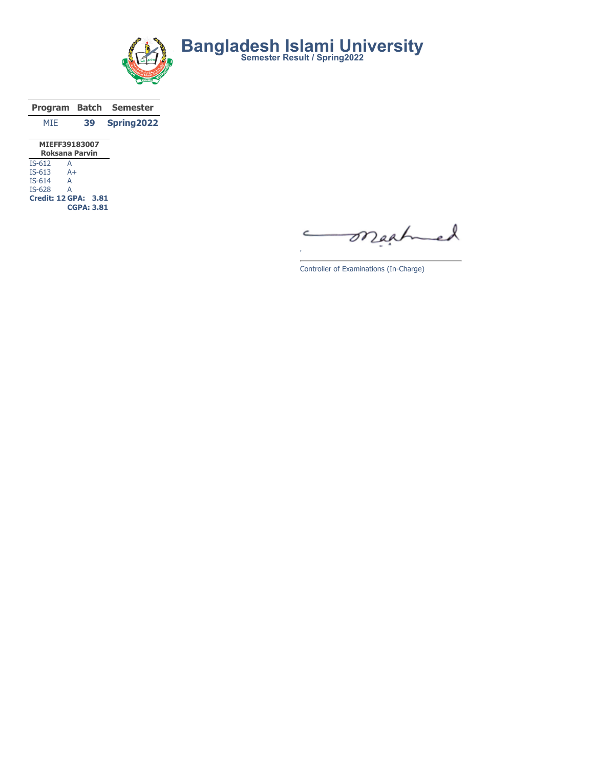# Bangladesh Islami University

### Semester Result / Spring2022

| Program | Batch | Semester |
|---|---|---|
| MIE | **39** | **Spring2022** |

**MIEFF39183007**
**Roksana Parvin**

| Course | Grade |
|---|---|
| IS-612 | A |
| IS-613 | A+ |
| IS-614 | A |
| IS-628 | A |

**Credit: 12 GPA: 3.81**
**CGPA: 3.81**

Controller of Examinations (In-Charge)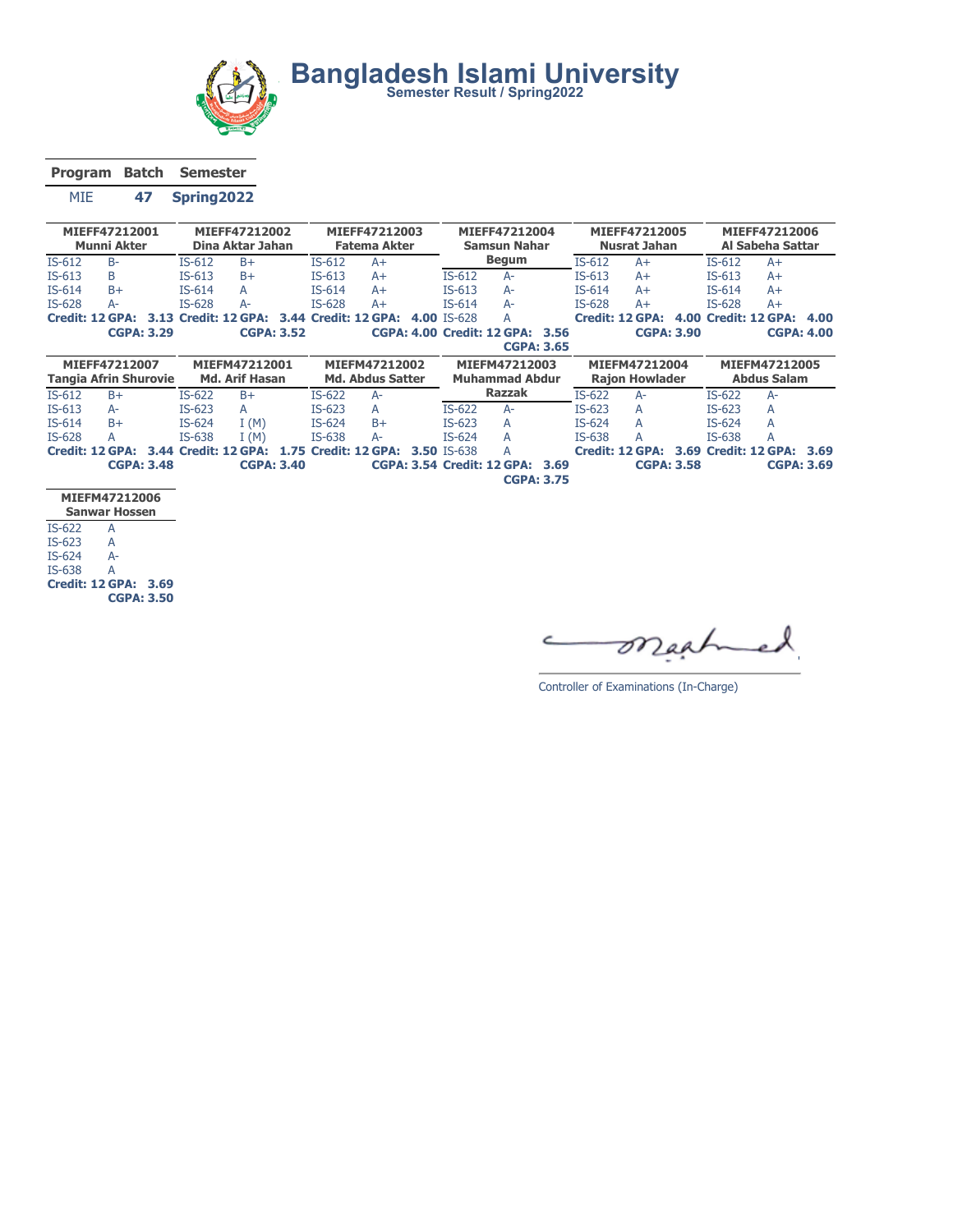# Bangladesh Islami University

**Semester Result / Spring2022**

| Program | Batch | Semester |
|---|---|---|
| MIE | 47 | Spring2022 |

**MIEFF47212001 — Munni Akter**

| Course | Grade |
|---|---|
| IS-612 | B- |
| IS-613 | B |
| IS-614 | B+ |
| IS-628 | A- |

**Credit: 12 GPA: 3.13 CGPA: 3.29**

**MIEFF47212002 — Dina Aktar Jahan**

| Course | Grade |
|---|---|
| IS-612 | B+ |
| IS-613 | B+ |
| IS-614 | A |
| IS-628 | A- |

**Credit: 12 GPA: 3.44 CGPA: 3.52**

**MIEFF47212003 — Fatema Akter**

| Course | Grade |
|---|---|
| IS-612 | A+ |
| IS-613 | A+ |
| IS-614 | A+ |
| IS-628 | A+ |

**Credit: 12 GPA: 4.00 CGPA: 4.00**

**MIEFF47212004 — Samsun Nahar Begum**

| Course | Grade |
|---|---|
| IS-612 | A- |
| IS-613 | A- |
| IS-614 | A- |
| IS-628 | A |

**Credit: 12 GPA: 3.56 CGPA: 3.65**

**MIEFF47212005 — Nusrat Jahan**

| Course | Grade |
|---|---|
| IS-612 | A+ |
| IS-613 | A+ |
| IS-614 | A+ |
| IS-628 | A+ |

**Credit: 12 GPA: 4.00 CGPA: 3.90**

**MIEFF47212006 — Al Sabeha Sattar**

| Course | Grade |
|---|---|
| IS-612 | A+ |
| IS-613 | A+ |
| IS-614 | A+ |
| IS-628 | A+ |

**Credit: 12 GPA: 4.00 CGPA: 4.00**

**MIEFF47212007 — Tangia Afrin Shurovie**

| Course | Grade |
|---|---|
| IS-612 | B+ |
| IS-613 | A- |
| IS-614 | B+ |
| IS-628 | A |

**Credit: 12 GPA: 3.44 CGPA: 3.48**

**MIEFM47212001 — Md. Arif Hasan**

| Course | Grade |
|---|---|
| IS-622 | B+ |
| IS-623 | A |
| IS-624 | I (M) |
| IS-638 | I (M) |

**Credit: 12 GPA: 1.75 CGPA: 3.40**

**MIEFM47212002 — Md. Abdus Satter**

| Course | Grade |
|---|---|
| IS-622 | A- |
| IS-623 | A |
| IS-624 | B+ |
| IS-638 | A- |

**Credit: 12 GPA: 3.50 CGPA: 3.54**

**MIEFM47212003 — Muhammad Abdur Razzak**

| Course | Grade |
|---|---|
| IS-622 | A- |
| IS-623 | A |
| IS-624 | A |
| IS-638 | A |

**Credit: 12 GPA: 3.69 CGPA: 3.75**

**MIEFM47212004 — Rajon Howlader**

| Course | Grade |
|---|---|
| IS-622 | A- |
| IS-623 | A |
| IS-624 | A |
| IS-638 | A |

**Credit: 12 GPA: 3.69 CGPA: 3.58**

**MIEFM47212005 — Abdus Salam**

| Course | Grade |
|---|---|
| IS-622 | A- |
| IS-623 | A |
| IS-624 | A |
| IS-638 | A |

**Credit: 12 GPA: 3.69 CGPA: 3.69**

**MIEFM47212006 — Sanwar Hossen**

| Course | Grade |
|---|---|
| IS-622 | A |
| IS-623 | A |
| IS-624 | A- |
| IS-638 | A |

**Credit: 12 GPA: 3.69 CGPA: 3.50**

Controller of Examinations (In-Charge)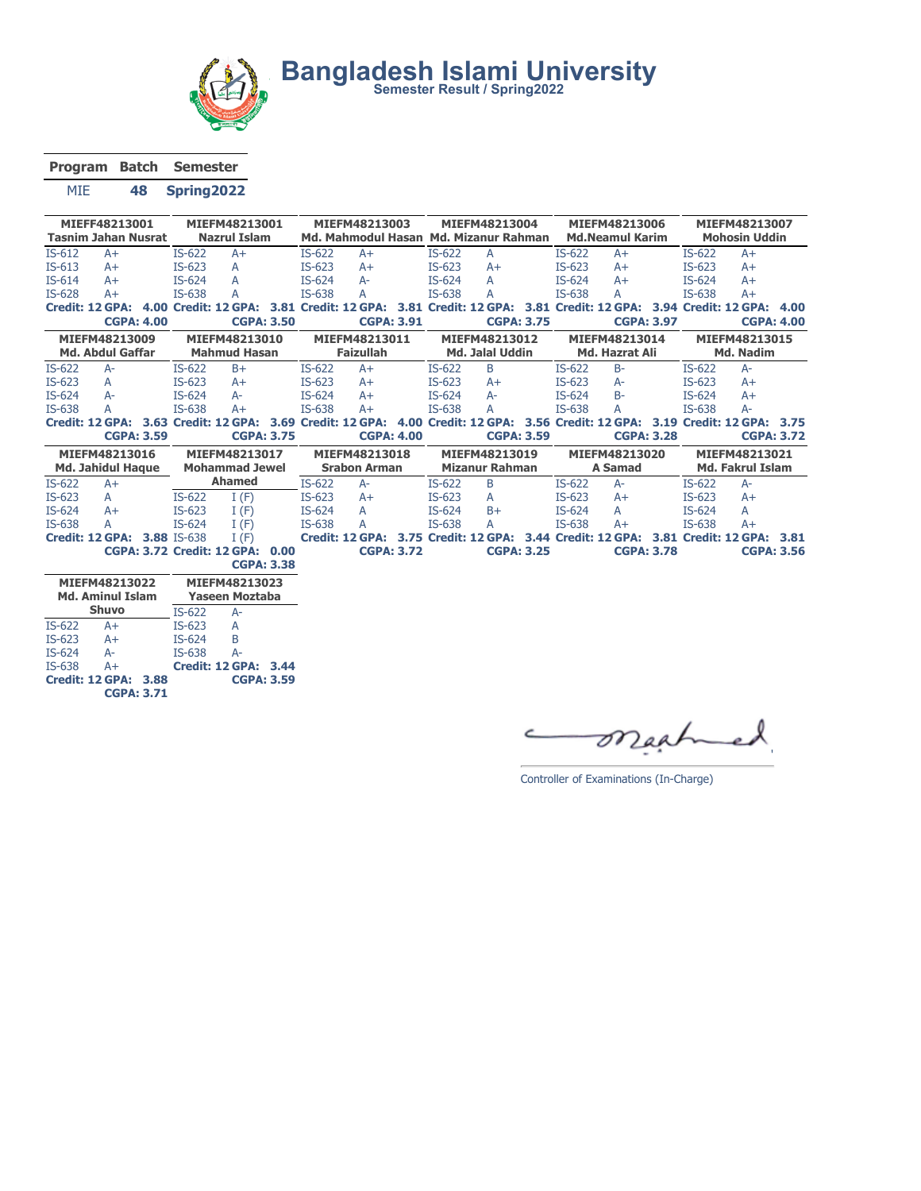# Bangladesh Islami University

**Semester Result / Spring2022**

| Program | Batch | Semester |
|---|---|---|
| MIE | 48 | Spring2022 |

**MIEFF48213001 — Tasnim Jahan Nusrat**

| Course | Grade |
|---|---|
| IS-612 | A+ |
| IS-613 | A+ |
| IS-614 | A+ |
| IS-628 | A+ |

Credit: 12 GPA: 4.00 CGPA: 4.00

**MIEFM48213001 — Nazrul Islam**

| Course | Grade |
|---|---|
| IS-622 | A+ |
| IS-623 | A |
| IS-624 | A |
| IS-638 | A |

Credit: 12 GPA: 3.81 CGPA: 3.50

**MIEFM48213003 — Md. Mahmodul Hasan**

| Course | Grade |
|---|---|
| IS-622 | A+ |
| IS-623 | A+ |
| IS-624 | A- |
| IS-638 | A |

Credit: 12 GPA: 3.81 CGPA: 3.91

**MIEFM48213004 — Md. Mizanur Rahman**

| Course | Grade |
|---|---|
| IS-622 | A |
| IS-623 | A+ |
| IS-624 | A |
| IS-638 | A |

Credit: 12 GPA: 3.81 CGPA: 3.75

**MIEFM48213006 — Md.Neamul Karim**

| Course | Grade |
|---|---|
| IS-622 | A+ |
| IS-623 | A+ |
| IS-624 | A+ |
| IS-638 | A |

Credit: 12 GPA: 3.94 CGPA: 3.97

**MIEFM48213007 — Mohosin Uddin**

| Course | Grade |
|---|---|
| IS-622 | A+ |
| IS-623 | A+ |
| IS-624 | A+ |
| IS-638 | A+ |

Credit: 12 GPA: 4.00 CGPA: 4.00

**MIEFM48213009 — Md. Abdul Gaffar**

| Course | Grade |
|---|---|
| IS-622 | A- |
| IS-623 | A |
| IS-624 | A- |
| IS-638 | A |

Credit: 12 GPA: 3.63 CGPA: 3.59

**MIEFM48213010 — Mahmud Hasan**

| Course | Grade |
|---|---|
| IS-622 | B+ |
| IS-623 | A+ |
| IS-624 | A- |
| IS-638 | A+ |

Credit: 12 GPA: 3.69 CGPA: 3.75

**MIEFM48213011 — Faizullah**

| Course | Grade |
|---|---|
| IS-622 | A+ |
| IS-623 | A+ |
| IS-624 | A+ |
| IS-638 | A+ |

Credit: 12 GPA: 4.00 CGPA: 4.00

**MIEFM48213012 — Md. Jalal Uddin**

| Course | Grade |
|---|---|
| IS-622 | B |
| IS-623 | A+ |
| IS-624 | A- |
| IS-638 | A |

Credit: 12 GPA: 3.56 CGPA: 3.59

**MIEFM48213014 — Md. Hazrat Ali**

| Course | Grade |
|---|---|
| IS-622 | B- |
| IS-623 | A- |
| IS-624 | B- |
| IS-638 | A |

Credit: 12 GPA: 3.19 CGPA: 3.28

**MIEFM48213015 — Md. Nadim**

| Course | Grade |
|---|---|
| IS-622 | A- |
| IS-623 | A+ |
| IS-624 | A+ |
| IS-638 | A- |

Credit: 12 GPA: 3.75 CGPA: 3.72

**MIEFM48213016 — Md. Jahidul Haque**

| Course | Grade |
|---|---|
| IS-622 | A+ |
| IS-623 | A |
| IS-624 | A+ |
| IS-638 | A |

Credit: 12 GPA: 3.88 CGPA: 3.72

**MIEFM48213017 — Mohammad Jewel Ahamed**

| Course | Grade |
|---|---|
| IS-622 | I (F) |
| IS-623 | I (F) |
| IS-624 | I (F) |
| IS-638 | I (F) |

Credit: 12 GPA: 0.00 CGPA: 3.38

**MIEFM48213018 — Srabon Arman**

| Course | Grade |
|---|---|
| IS-622 | A- |
| IS-623 | A+ |
| IS-624 | A |
| IS-638 | A |

Credit: 12 GPA: 3.75 CGPA: 3.72

**MIEFM48213019 — Mizanur Rahman**

| Course | Grade |
|---|---|
| IS-622 | B |
| IS-623 | A |
| IS-624 | B+ |
| IS-638 | A |

Credit: 12 GPA: 3.44 CGPA: 3.25

**MIEFM48213020 — A Samad**

| Course | Grade |
|---|---|
| IS-622 | A- |
| IS-623 | A+ |
| IS-624 | A |
| IS-638 | A+ |

Credit: 12 GPA: 3.81 CGPA: 3.78

**MIEFM48213021 — Md. Fakrul Islam**

| Course | Grade |
|---|---|
| IS-622 | A- |
| IS-623 | A+ |
| IS-624 | A |
| IS-638 | A+ |

Credit: 12 GPA: 3.81 CGPA: 3.56

**MIEFM48213022 — Md. Aminul Islam Shuvo**

| Course | Grade |
|---|---|
| IS-622 | A+ |
| IS-623 | A+ |
| IS-624 | A- |
| IS-638 | A+ |

Credit: 12 GPA: 3.88 CGPA: 3.71

**MIEFM48213023 — Yaseen Moztaba**

| Course | Grade |
|---|---|
| IS-622 | A- |
| IS-623 | A |
| IS-624 | B |
| IS-638 | A- |

Credit: 12 GPA: 3.44 CGPA: 3.59

Controller of Examinations (In-Charge)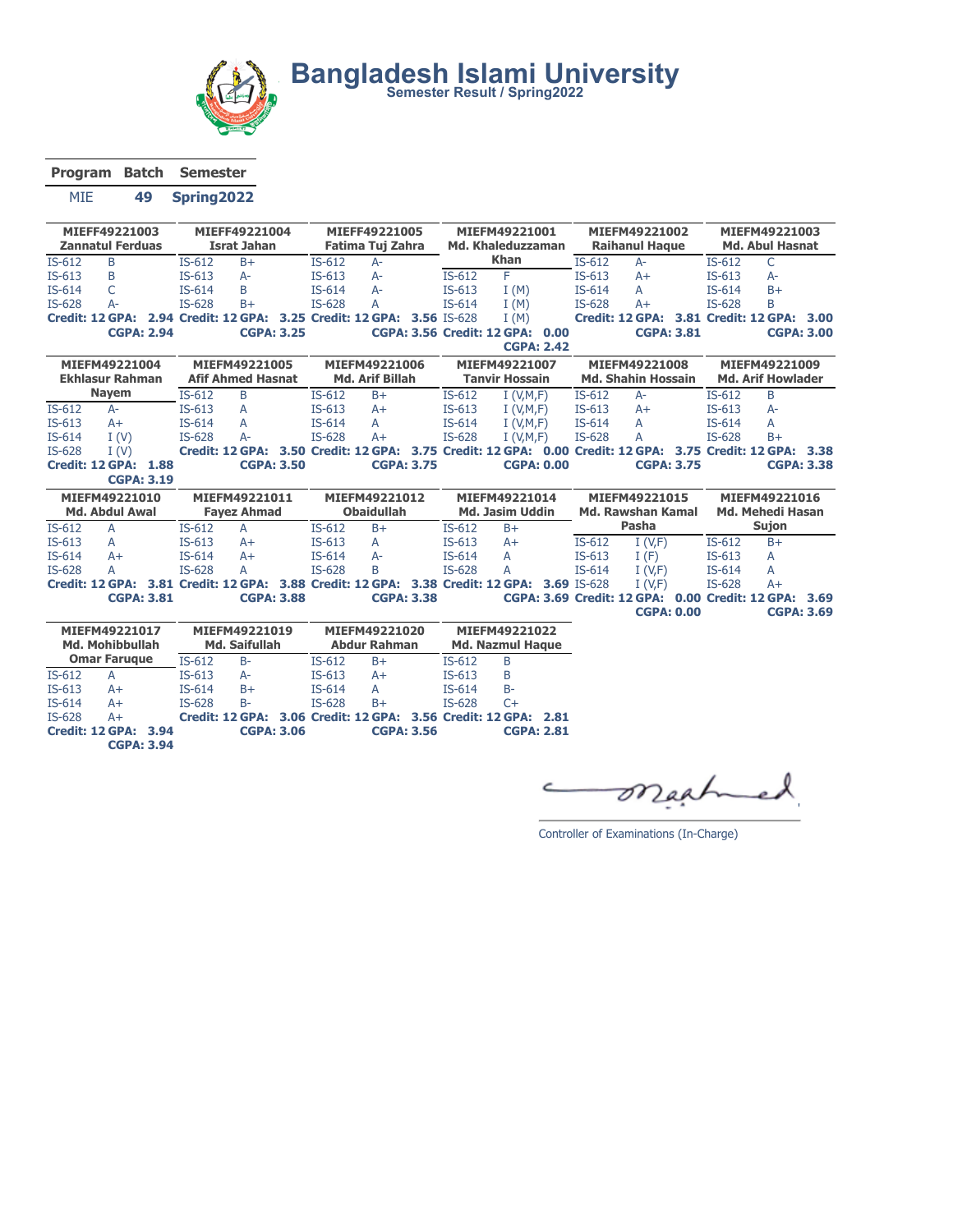# Bangladesh Islami University

### Semester Result / Spring2022

| Program | Batch | Semester |
|---|---|---|
| MIE | 49 | Spring2022 |

**MIEFF49221003 — Zannatul Ferduas**

| Course | Grade |
|---|---|
| IS-612 | B |
| IS-613 | B |
| IS-614 | C |
| IS-628 | A- |

Credit: 12 GPA: 2.94 CGPA: 2.94

**MIEFF49221004 — Israt Jahan**

| Course | Grade |
|---|---|
| IS-612 | B+ |
| IS-613 | A- |
| IS-614 | B |
| IS-628 | B+ |

Credit: 12 GPA: 3.25 CGPA: 3.25

**MIEFF49221005 — Fatima Tuj Zahra**

| Course | Grade |
|---|---|
| IS-612 | A- |
| IS-613 | A- |
| IS-614 | A- |
| IS-628 | A |

Credit: 12 GPA: 3.56 CGPA: 3.56

**MIEFM49221001 — Md. Khaleduzzaman Khan**

| Course | Grade |
|---|---|
| IS-612 | F |
| IS-613 | I (M) |
| IS-614 | I (M) |
| IS-628 | I (M) |

Credit: 12 GPA: 0.00 CGPA: 2.42

**MIEFM49221002 — Raihanul Haque**

| Course | Grade |
|---|---|
| IS-612 | A- |
| IS-613 | A+ |
| IS-614 | A |
| IS-628 | A+ |

Credit: 12 GPA: 3.81 CGPA: 3.81

**MIEFM49221003 — Md. Abul Hasnat**

| Course | Grade |
|---|---|
| IS-612 | C |
| IS-613 | A- |
| IS-614 | B+ |
| IS-628 | B |

Credit: 12 GPA: 3.00 CGPA: 3.00

**MIEFM49221004 — Ekhlasur Rahman Nayem**

| Course | Grade |
|---|---|
| IS-612 | A- |
| IS-613 | A+ |
| IS-614 | I (V) |
| IS-628 | I (V) |

Credit: 12 GPA: 1.88 CGPA: 3.19

**MIEFM49221005 — Afif Ahmed Hasnat**

| Course | Grade |
|---|---|
| IS-612 | B |
| IS-613 | A |
| IS-614 | A |
| IS-628 | A- |

Credit: 12 GPA: 3.50 CGPA: 3.50

**MIEFM49221006 — Md. Arif Billah**

| Course | Grade |
|---|---|
| IS-612 | B+ |
| IS-613 | A+ |
| IS-614 | A |
| IS-628 | A+ |

Credit: 12 GPA: 3.75 CGPA: 3.75

**MIEFM49221007 — Tanvir Hossain**

| Course | Grade |
|---|---|
| IS-612 | I (V,M,F) |
| IS-613 | I (V,M,F) |
| IS-614 | I (V,M,F) |
| IS-628 | I (V,M,F) |

Credit: 12 GPA: 0.00 CGPA: 0.00

**MIEFM49221008 — Md. Shahin Hossain**

| Course | Grade |
|---|---|
| IS-612 | A- |
| IS-613 | A+ |
| IS-614 | A |
| IS-628 | A |

Credit: 12 GPA: 3.75 CGPA: 3.75

**MIEFM49221009 — Md. Arif Howlader**

| Course | Grade |
|---|---|
| IS-612 | B |
| IS-613 | A- |
| IS-614 | A |
| IS-628 | B+ |

Credit: 12 GPA: 3.38 CGPA: 3.38

**MIEFM49221010 — Md. Abdul Awal**

| Course | Grade |
|---|---|
| IS-612 | A |
| IS-613 | A |
| IS-614 | A+ |
| IS-628 | A |

Credit: 12 GPA: 3.81 CGPA: 3.81

**MIEFM49221011 — Fayez Ahmad**

| Course | Grade |
|---|---|
| IS-612 | A |
| IS-613 | A+ |
| IS-614 | A+ |
| IS-628 | A |

Credit: 12 GPA: 3.88 CGPA: 3.88

**MIEFM49221012 — Obaidullah**

| Course | Grade |
|---|---|
| IS-612 | B+ |
| IS-613 | A |
| IS-614 | A- |
| IS-628 | B |

Credit: 12 GPA: 3.38 CGPA: 3.38

**MIEFM49221014 — Md. Jasim Uddin**

| Course | Grade |
|---|---|
| IS-612 | B+ |
| IS-613 | A+ |
| IS-614 | A |
| IS-628 | A |

Credit: 12 GPA: 3.69 CGPA: 3.69

**MIEFM49221015 — Md. Rawshan Kamal Pasha**

| Course | Grade |
|---|---|
| IS-612 | I (V,F) |
| IS-613 | I (F) |
| IS-614 | I (V,F) |
| IS-628 | I (V,F) |

Credit: 12 GPA: 0.00 CGPA: 0.00

**MIEFM49221016 — Md. Mehedi Hasan Sujon**

| Course | Grade |
|---|---|
| IS-612 | B+ |
| IS-613 | A |
| IS-614 | A |
| IS-628 | A+ |

Credit: 12 GPA: 3.69 CGPA: 3.69

**MIEFM49221017 — Md. Mohibbullah Omar Faruque**

| Course | Grade |
|---|---|
| IS-612 | A |
| IS-613 | A+ |
| IS-614 | A+ |
| IS-628 | A+ |

Credit: 12 GPA: 3.94 CGPA: 3.94

**MIEFM49221019 — Md. Saifullah**

| Course | Grade |
|---|---|
| IS-612 | B- |
| IS-613 | A- |
| IS-614 | B+ |
| IS-628 | B- |

Credit: 12 GPA: 3.06 CGPA: 3.06

**MIEFM49221020 — Abdur Rahman**

| Course | Grade |
|---|---|
| IS-612 | B+ |
| IS-613 | A+ |
| IS-614 | A |
| IS-628 | B+ |

Credit: 12 GPA: 3.56 CGPA: 3.56

**MIEFM49221022 — Md. Nazmul Haque**

| Course | Grade |
|---|---|
| IS-612 | B |
| IS-613 | B |
| IS-614 | B- |
| IS-628 | C+ |

Credit: 12 GPA: 2.81 CGPA: 2.81

Controller of Examinations (In-Charge)